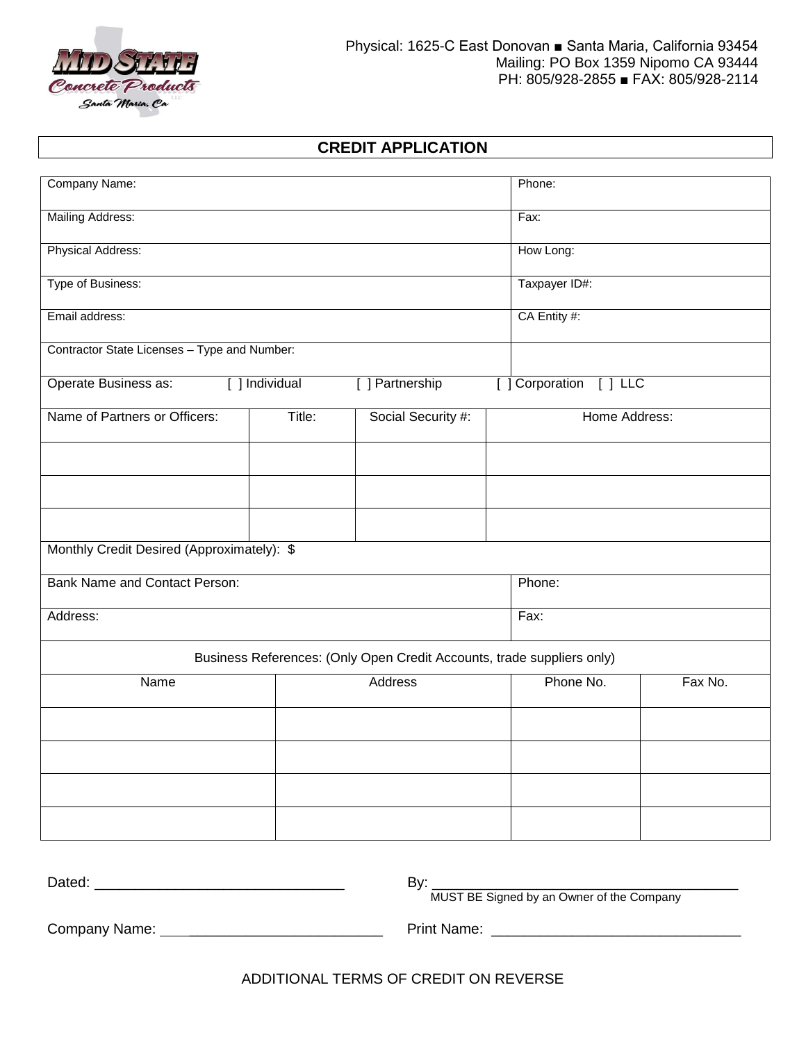Physical: 1625-C East Donovan ■ Santa Maria, California 93454
Mailing: PO Box 1359 Nipomo CA 93444
PH: 805/928-2855 ■ FAX: 805/928-2114

# CREDIT APPLICATION

| Company Name: | Phone: |
|---|---|
| Mailing Address: | Fax: |
| Physical Address: | How Long: |
| Type of Business: | Taxpayer ID#: |
| Email address: | CA Entity #: |
| Contractor State Licenses – Type and Number: | |

Operate Business as: [ ] Individual [ ] Partnership [ ] Corporation [ ] LLC

| Name of Partners or Officers: | Title: | Social Security #: | Home Address: |
|---|---|---|---|
| | | | |
| | | | |
| | | | |

Monthly Credit Desired (Approximately): $

| Bank Name and Contact Person: | Phone: |
|---|---|
| Address: | Fax: |

Business References: (Only Open Credit Accounts, trade suppliers only)

| Name | Address | Phone No. | Fax No. |
|---|---|---|---|
| | | | |
| | | | |
| | | | |
| | | | |

Dated: ______________________________ By: ______________________________
MUST BE Signed by an Owner of the Company

Company Name: ______________________________ Print Name: ______________________________

ADDITIONAL TERMS OF CREDIT ON REVERSE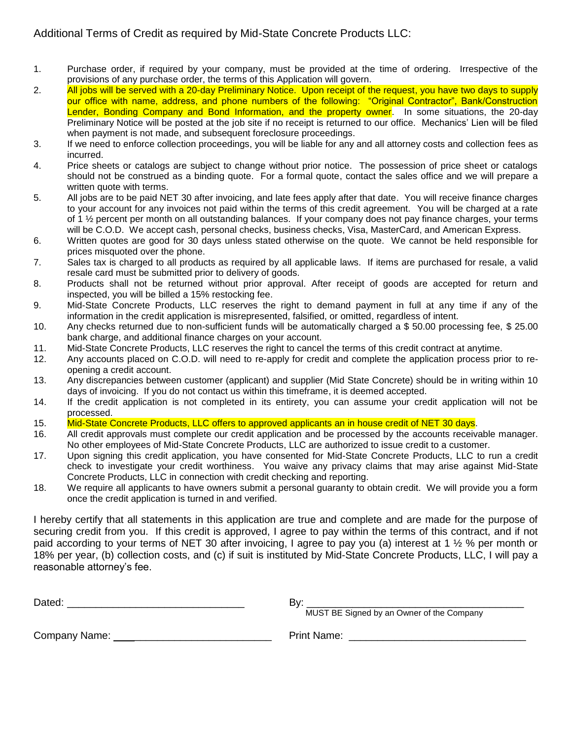Additional Terms of Credit as required by Mid-State Concrete Products LLC:

1. Purchase order, if required by your company, must be provided at the time of ordering. Irrespective of the provisions of any purchase order, the terms of this Application will govern.
2. All jobs will be served with a 20-day Preliminary Notice. Upon receipt of the request, you have two days to supply our office with name, address, and phone numbers of the following: "Original Contractor", Bank/Construction Lender, Bonding Company and Bond Information, and the property owner. In some situations, the 20-day Preliminary Notice will be posted at the job site if no receipt is returned to our office. Mechanics' Lien will be filed when payment is not made, and subsequent foreclosure proceedings.
3. If we need to enforce collection proceedings, you will be liable for any and all attorney costs and collection fees as incurred.
4. Price sheets or catalogs are subject to change without prior notice. The possession of price sheet or catalogs should not be construed as a binding quote. For a formal quote, contact the sales office and we will prepare a written quote with terms.
5. All jobs are to be paid NET 30 after invoicing, and late fees apply after that date. You will receive finance charges to your account for any invoices not paid within the terms of this credit agreement. You will be charged at a rate of 1 ½ percent per month on all outstanding balances. If your company does not pay finance charges, your terms will be C.O.D. We accept cash, personal checks, business checks, Visa, MasterCard, and American Express.
6. Written quotes are good for 30 days unless stated otherwise on the quote. We cannot be held responsible for prices misquoted over the phone.
7. Sales tax is charged to all products as required by all applicable laws. If items are purchased for resale, a valid resale card must be submitted prior to delivery of goods.
8. Products shall not be returned without prior approval. After receipt of goods are accepted for return and inspected, you will be billed a 15% restocking fee.
9. Mid-State Concrete Products, LLC reserves the right to demand payment in full at any time if any of the information in the credit application is misrepresented, falsified, or omitted, regardless of intent.
10. Any checks returned due to non-sufficient funds will be automatically charged a $ 50.00 processing fee, $ 25.00 bank charge, and additional finance charges on your account.
11. Mid-State Concrete Products, LLC reserves the right to cancel the terms of this credit contract at anytime.
12. Any accounts placed on C.O.D. will need to re-apply for credit and complete the application process prior to re-opening a credit account.
13. Any discrepancies between customer (applicant) and supplier (Mid State Concrete) should be in writing within 10 days of invoicing. If you do not contact us within this timeframe, it is deemed accepted.
14. If the credit application is not completed in its entirety, you can assume your credit application will not be processed.
15. Mid-State Concrete Products, LLC offers to approved applicants an in house credit of NET 30 days.
16. All credit approvals must complete our credit application and be processed by the accounts receivable manager. No other employees of Mid-State Concrete Products, LLC are authorized to issue credit to a customer.
17. Upon signing this credit application, you have consented for Mid-State Concrete Products, LLC to run a credit check to investigate your credit worthiness. You waive any privacy claims that may arise against Mid-State Concrete Products, LLC in connection with credit checking and reporting.
18. We require all applicants to have owners submit a personal guaranty to obtain credit. We will provide you a form once the credit application is turned in and verified.

I hereby certify that all statements in this application are true and complete and are made for the purpose of securing credit from you. If this credit is approved, I agree to pay within the terms of this contract, and if not paid according to your terms of NET 30 after invoicing, I agree to pay you (a) interest at 1 ½ % per month or 18% per year, (b) collection costs, and (c) if suit is instituted by Mid-State Concrete Products, LLC, I will pay a reasonable attorney's fee.

Dated: ______________________________ By: ______________________________
MUST BE Signed by an Owner of the Company

Company Name: ______________________________ Print Name: ______________________________